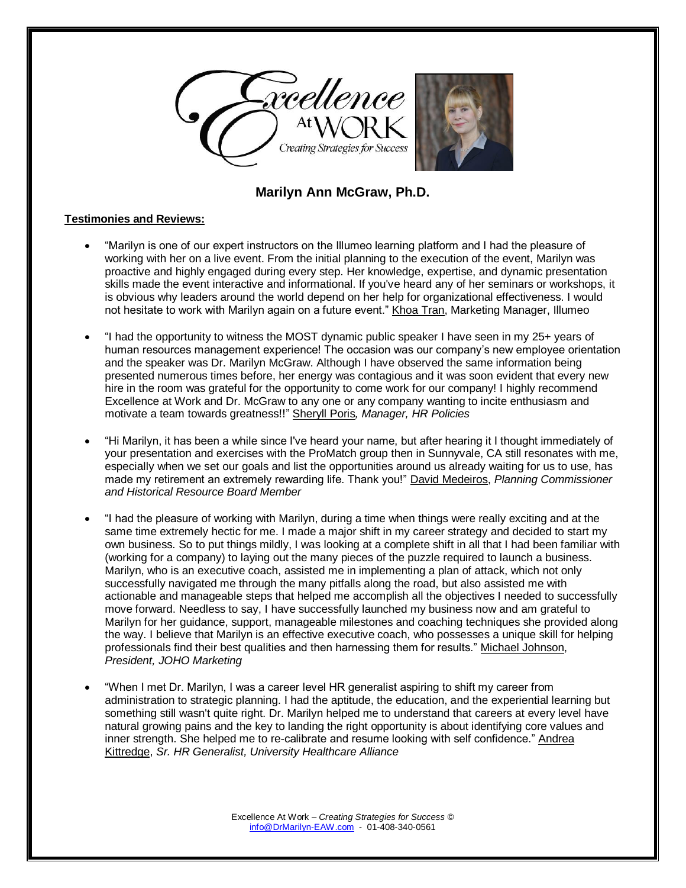Excellence At WORK
Creating Strategies for Success

## Marilyn Ann McGraw, Ph.D.

**Testimonies and Reviews:**

- "Marilyn is one of our expert instructors on the Illumeo learning platform and I had the pleasure of working with her on a live event. From the initial planning to the execution of the event, Marilyn was proactive and highly engaged during every step. Her knowledge, expertise, and dynamic presentation skills made the event interactive and informational. If you've heard any of her seminars or workshops, it is obvious why leaders around the world depend on her help for organizational effectiveness. I would not hesitate to work with Marilyn again on a future event." Khoa Tran, Marketing Manager, Illumeo

- "I had the opportunity to witness the MOST dynamic public speaker I have seen in my 25+ years of human resources management experience! The occasion was our company's new employee orientation and the speaker was Dr. Marilyn McGraw. Although I have observed the same information being presented numerous times before, her energy was contagious and it was soon evident that every new hire in the room was grateful for the opportunity to come work for our company! I highly recommend Excellence at Work and Dr. McGraw to any one or any company wanting to incite enthusiasm and motivate a team towards greatness!!" Sheryll Poris*, Manager, HR Policies*

- "Hi Marilyn, it has been a while since I've heard your name, but after hearing it I thought immediately of your presentation and exercises with the ProMatch group then in Sunnyvale, CA still resonates with me, especially when we set our goals and list the opportunities around us already waiting for us to use, has made my retirement an extremely rewarding life. Thank you!" David Medeiros, *Planning Commissioner and Historical Resource Board Member*

- "I had the pleasure of working with Marilyn, during a time when things were really exciting and at the same time extremely hectic for me. I made a major shift in my career strategy and decided to start my own business. So to put things mildly, I was looking at a complete shift in all that I had been familiar with (working for a company) to laying out the many pieces of the puzzle required to launch a business. Marilyn, who is an executive coach, assisted me in implementing a plan of attack, which not only successfully navigated me through the many pitfalls along the road, but also assisted me with actionable and manageable steps that helped me accomplish all the objectives I needed to successfully move forward. Needless to say, I have successfully launched my business now and am grateful to Marilyn for her guidance, support, manageable milestones and coaching techniques she provided along the way. I believe that Marilyn is an effective executive coach, who possesses a unique skill for helping professionals find their best qualities and then harnessing them for results." Michael Johnson, *President, JOHO Marketing*

- "When I met Dr. Marilyn, I was a career level HR generalist aspiring to shift my career from administration to strategic planning. I had the aptitude, the education, and the experiential learning but something still wasn't quite right. Dr. Marilyn helped me to understand that careers at every level have natural growing pains and the key to landing the right opportunity is about identifying core values and inner strength. She helped me to re-calibrate and resume looking with self confidence." Andrea Kittredge, *Sr. HR Generalist, University Healthcare Alliance*

Excellence At Work – *Creating Strategies for Success* ©
info@DrMarilyn-EAW.com - 01-408-340-0561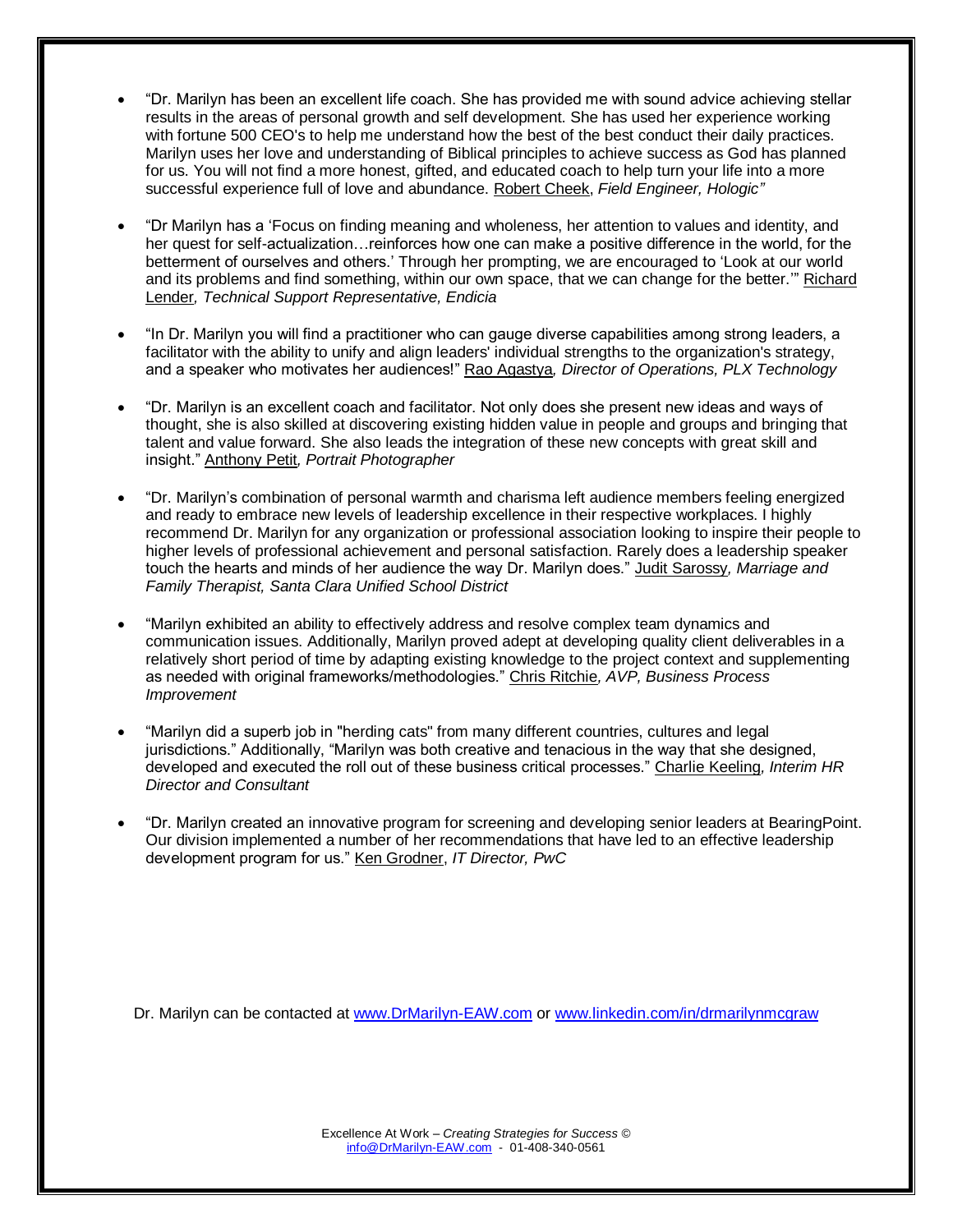- "Dr. Marilyn has been an excellent life coach. She has provided me with sound advice achieving stellar results in the areas of personal growth and self development. She has used her experience working with fortune 500 CEO's to help me understand how the best of the best conduct their daily practices. Marilyn uses her love and understanding of Biblical principles to achieve success as God has planned for us. You will not find a more honest, gifted, and educated coach to help turn your life into a more successful experience full of love and abundance. Robert Cheek, *Field Engineer, Hologic"*

- "Dr Marilyn has a 'Focus on finding meaning and wholeness, her attention to values and identity, and her quest for self-actualization…reinforces how one can make a positive difference in the world, for the betterment of ourselves and others.' Through her prompting, we are encouraged to 'Look at our world and its problems and find something, within our own space, that we can change for the better.'" Richard Lender*, Technical Support Representative, Endicia*

- "In Dr. Marilyn you will find a practitioner who can gauge diverse capabilities among strong leaders, a facilitator with the ability to unify and align leaders' individual strengths to the organization's strategy, and a speaker who motivates her audiences!" Rao Agastya*, Director of Operations, PLX Technology*

- "Dr. Marilyn is an excellent coach and facilitator. Not only does she present new ideas and ways of thought, she is also skilled at discovering existing hidden value in people and groups and bringing that talent and value forward. She also leads the integration of these new concepts with great skill and insight." Anthony Petit*, Portrait Photographer*

- "Dr. Marilyn's combination of personal warmth and charisma left audience members feeling energized and ready to embrace new levels of leadership excellence in their respective workplaces. I highly recommend Dr. Marilyn for any organization or professional association looking to inspire their people to higher levels of professional achievement and personal satisfaction. Rarely does a leadership speaker touch the hearts and minds of her audience the way Dr. Marilyn does." Judit Sarossy*, Marriage and Family Therapist, Santa Clara Unified School District*

- "Marilyn exhibited an ability to effectively address and resolve complex team dynamics and communication issues. Additionally, Marilyn proved adept at developing quality client deliverables in a relatively short period of time by adapting existing knowledge to the project context and supplementing as needed with original frameworks/methodologies." Chris Ritchie*, AVP, Business Process Improvement*

- "Marilyn did a superb job in "herding cats" from many different countries, cultures and legal jurisdictions." Additionally, "Marilyn was both creative and tenacious in the way that she designed, developed and executed the roll out of these business critical processes." Charlie Keeling*, Interim HR Director and Consultant*

- "Dr. Marilyn created an innovative program for screening and developing senior leaders at BearingPoint. Our division implemented a number of her recommendations that have led to an effective leadership development program for us." Ken Grodner, *IT Director, PwC*

Dr. Marilyn can be contacted at www.DrMarilyn-EAW.com or www.linkedin.com/in/drmarilynmcgraw

Excellence At Work – *Creating Strategies for Success* ©
info@DrMarilyn-EAW.com - 01-408-340-0561